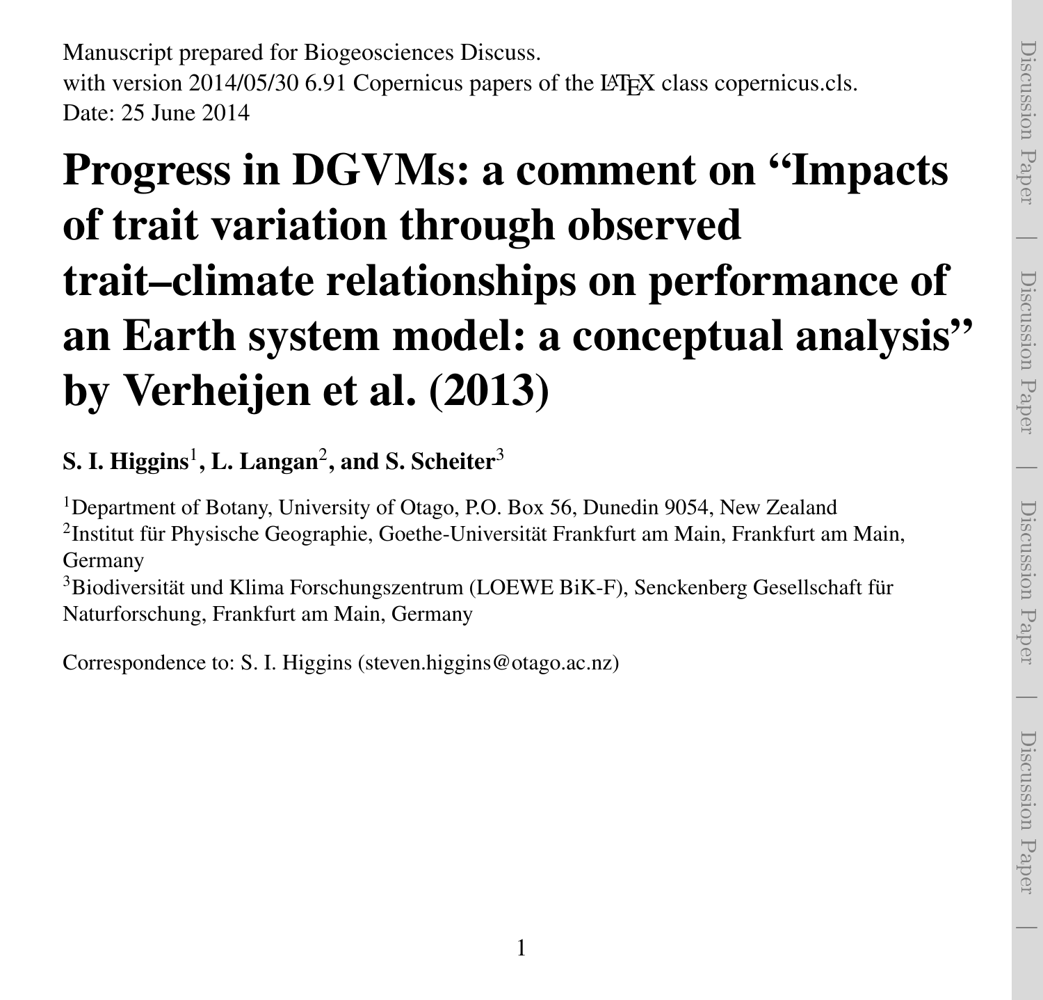Manuscript prepared for Biogeosciences Discuss.
with version 2014/05/30 6.91 Copernicus papers of the LATEX class copernicus.cls.
Date: 25 June 2014

# Progress in DGVMs: a comment on "Impacts of trait variation through observed trait–climate relationships on performance of an Earth system model: a conceptual analysis" by Verheijen et al. (2013)

**S. I. Higgins[1], L. Langan[2], and S. Scheiter[3]**

[1]Department of Botany, University of Otago, P.O. Box 56, Dunedin 9054, New Zealand
[2]Institut für Physische Geographie, Goethe-Universität Frankfurt am Main, Frankfurt am Main, Germany
[3]Biodiversität und Klima Forschungszentrum (LOEWE BiK-F), Senckenberg Gesellschaft für Naturforschung, Frankfurt am Main, Germany

Correspondence to: S. I. Higgins (steven.higgins@otago.ac.nz)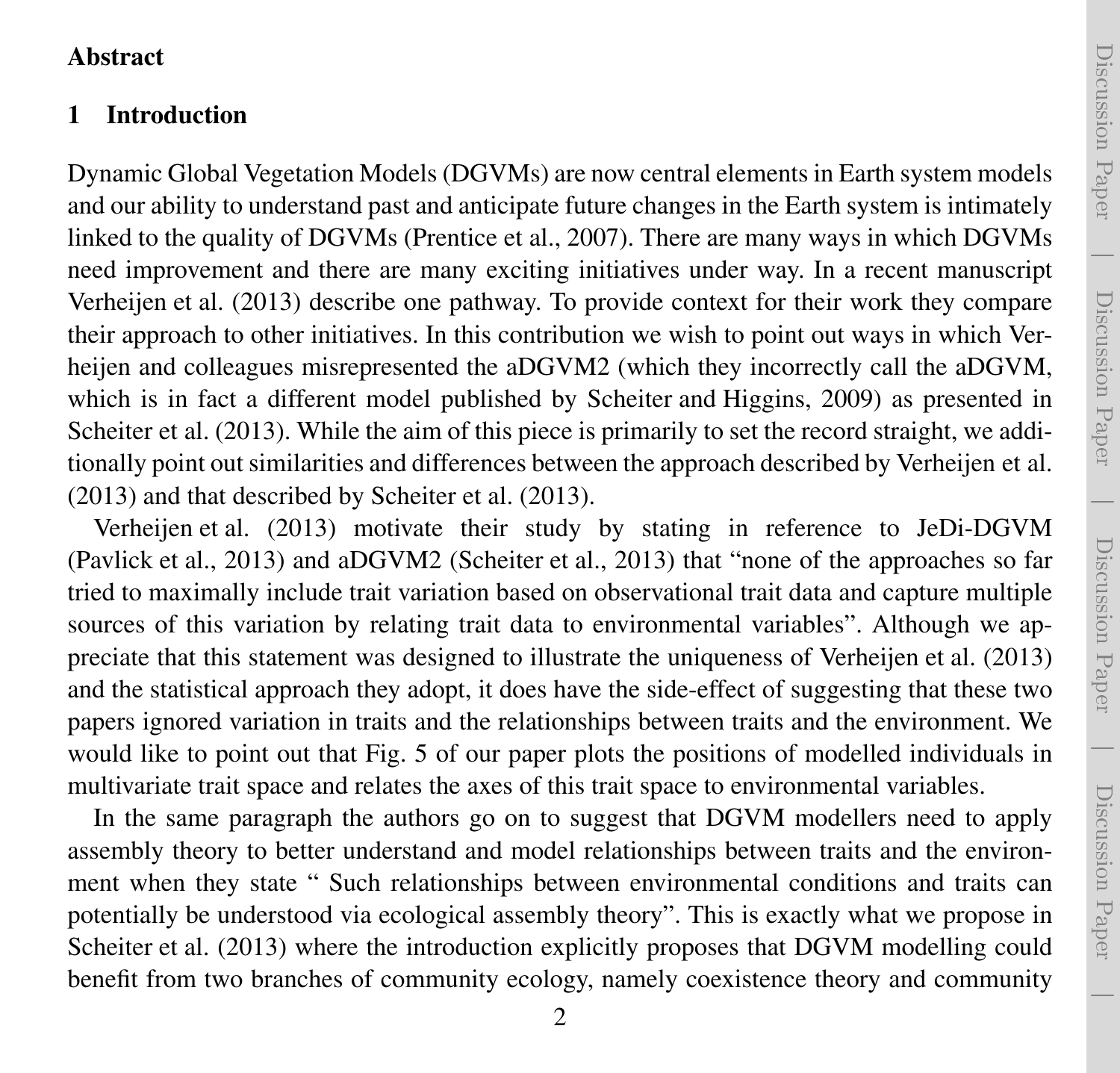## Abstract

## 1 Introduction

Dynamic Global Vegetation Models (DGVMs) are now central elements in Earth system models and our ability to understand past and anticipate future changes in the Earth system is intimately linked to the quality of DGVMs (Prentice et al., 2007). There are many ways in which DGVMs need improvement and there are many exciting initiatives under way. In a recent manuscript Verheijen et al. (2013) describe one pathway. To provide context for their work they compare their approach to other initiatives. In this contribution we wish to point out ways in which Verheijen and colleagues misrepresented the aDGVM2 (which they incorrectly call the aDGVM, which is in fact a different model published by Scheiter and Higgins, 2009) as presented in Scheiter et al. (2013). While the aim of this piece is primarily to set the record straight, we additionally point out similarities and differences between the approach described by Verheijen et al. (2013) and that described by Scheiter et al. (2013).

Verheijen et al. (2013) motivate their study by stating in reference to JeDi-DGVM (Pavlick et al., 2013) and aDGVM2 (Scheiter et al., 2013) that "none of the approaches so far tried to maximally include trait variation based on observational trait data and capture multiple sources of this variation by relating trait data to environmental variables". Although we appreciate that this statement was designed to illustrate the uniqueness of Verheijen et al. (2013) and the statistical approach they adopt, it does have the side-effect of suggesting that these two papers ignored variation in traits and the relationships between traits and the environment. We would like to point out that Fig. 5 of our paper plots the positions of modelled individuals in multivariate trait space and relates the axes of this trait space to environmental variables.

In the same paragraph the authors go on to suggest that DGVM modellers need to apply assembly theory to better understand and model relationships between traits and the environment when they state " Such relationships between environmental conditions and traits can potentially be understood via ecological assembly theory". This is exactly what we propose in Scheiter et al. (2013) where the introduction explicitly proposes that DGVM modelling could benefit from two branches of community ecology, namely coexistence theory and community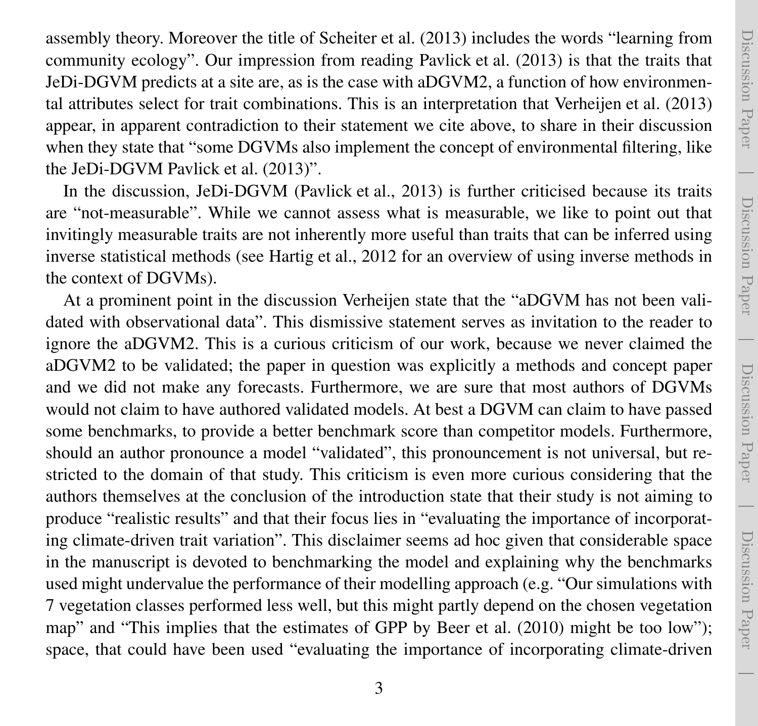assembly theory. Moreover the title of Scheiter et al. (2013) includes the words "learning from community ecology". Our impression from reading Pavlick et al. (2013) is that the traits that JeDi-DGVM predicts at a site are, as is the case with aDGVM2, a function of how environmental attributes select for trait combinations. This is an interpretation that Verheijen et al. (2013) appear, in apparent contradiction to their statement we cite above, to share in their discussion when they state that "some DGVMs also implement the concept of environmental filtering, like the JeDi-DGVM Pavlick et al. (2013)".

In the discussion, JeDi-DGVM (Pavlick et al., 2013) is further criticised because its traits are "not-measurable". While we cannot assess what is measurable, we like to point out that invitingly measurable traits are not inherently more useful than traits that can be inferred using inverse statistical methods (see Hartig et al., 2012 for an overview of using inverse methods in the context of DGVMs).

At a prominent point in the discussion Verheijen state that the "aDGVM has not been validated with observational data". This dismissive statement serves as invitation to the reader to ignore the aDGVM2. This is a curious criticism of our work, because we never claimed the aDGVM2 to be validated; the paper in question was explicitly a methods and concept paper and we did not make any forecasts. Furthermore, we are sure that most authors of DGVMs would not claim to have authored validated models. At best a DGVM can claim to have passed some benchmarks, to provide a better benchmark score than competitor models. Furthermore, should an author pronounce a model "validated", this pronouncement is not universal, but restricted to the domain of that study. This criticism is even more curious considering that the authors themselves at the conclusion of the introduction state that their study is not aiming to produce "realistic results" and that their focus lies in "evaluating the importance of incorporating climate-driven trait variation". This disclaimer seems ad hoc given that considerable space in the manuscript is devoted to benchmarking the model and explaining why the benchmarks used might undervalue the performance of their modelling approach (e.g. "Our simulations with 7 vegetation classes performed less well, but this might partly depend on the chosen vegetation map" and "This implies that the estimates of GPP by Beer et al. (2010) might be too low"); space, that could have been used "evaluating the importance of incorporating climate-driven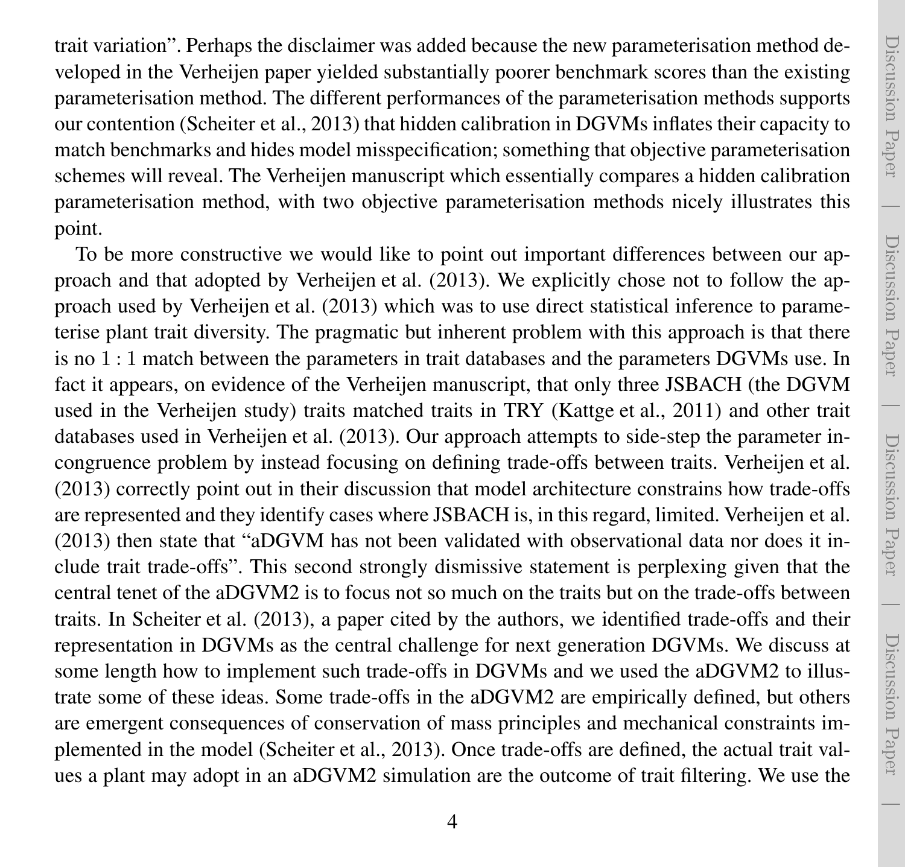trait variation". Perhaps the disclaimer was added because the new parameterisation method developed in the Verheijen paper yielded substantially poorer benchmark scores than the existing parameterisation method. The different performances of the parameterisation methods supports our contention (Scheiter et al., 2013) that hidden calibration in DGVMs inflates their capacity to match benchmarks and hides model misspecification; something that objective parameterisation schemes will reveal. The Verheijen manuscript which essentially compares a hidden calibration parameterisation method, with two objective parameterisation methods nicely illustrates this point.

To be more constructive we would like to point out important differences between our approach and that adopted by Verheijen et al. (2013). We explicitly chose not to follow the approach used by Verheijen et al. (2013) which was to use direct statistical inference to parameterise plant trait diversity. The pragmatic but inherent problem with this approach is that there is no 1 : 1 match between the parameters in trait databases and the parameters DGVMs use. In fact it appears, on evidence of the Verheijen manuscript, that only three JSBACH (the DGVM used in the Verheijen study) traits matched traits in TRY (Kattge et al., 2011) and other trait databases used in Verheijen et al. (2013). Our approach attempts to side-step the parameter incongruence problem by instead focusing on defining trade-offs between traits. Verheijen et al. (2013) correctly point out in their discussion that model architecture constrains how trade-offs are represented and they identify cases where JSBACH is, in this regard, limited. Verheijen et al. (2013) then state that "aDGVM has not been validated with observational data nor does it include trait trade-offs". This second strongly dismissive statement is perplexing given that the central tenet of the aDGVM2 is to focus not so much on the traits but on the trade-offs between traits. In Scheiter et al. (2013), a paper cited by the authors, we identified trade-offs and their representation in DGVMs as the central challenge for next generation DGVMs. We discuss at some length how to implement such trade-offs in DGVMs and we used the aDGVM2 to illustrate some of these ideas. Some trade-offs in the aDGVM2 are empirically defined, but others are emergent consequences of conservation of mass principles and mechanical constraints implemented in the model (Scheiter et al., 2013). Once trade-offs are defined, the actual trait values a plant may adopt in an aDGVM2 simulation are the outcome of trait filtering. We use the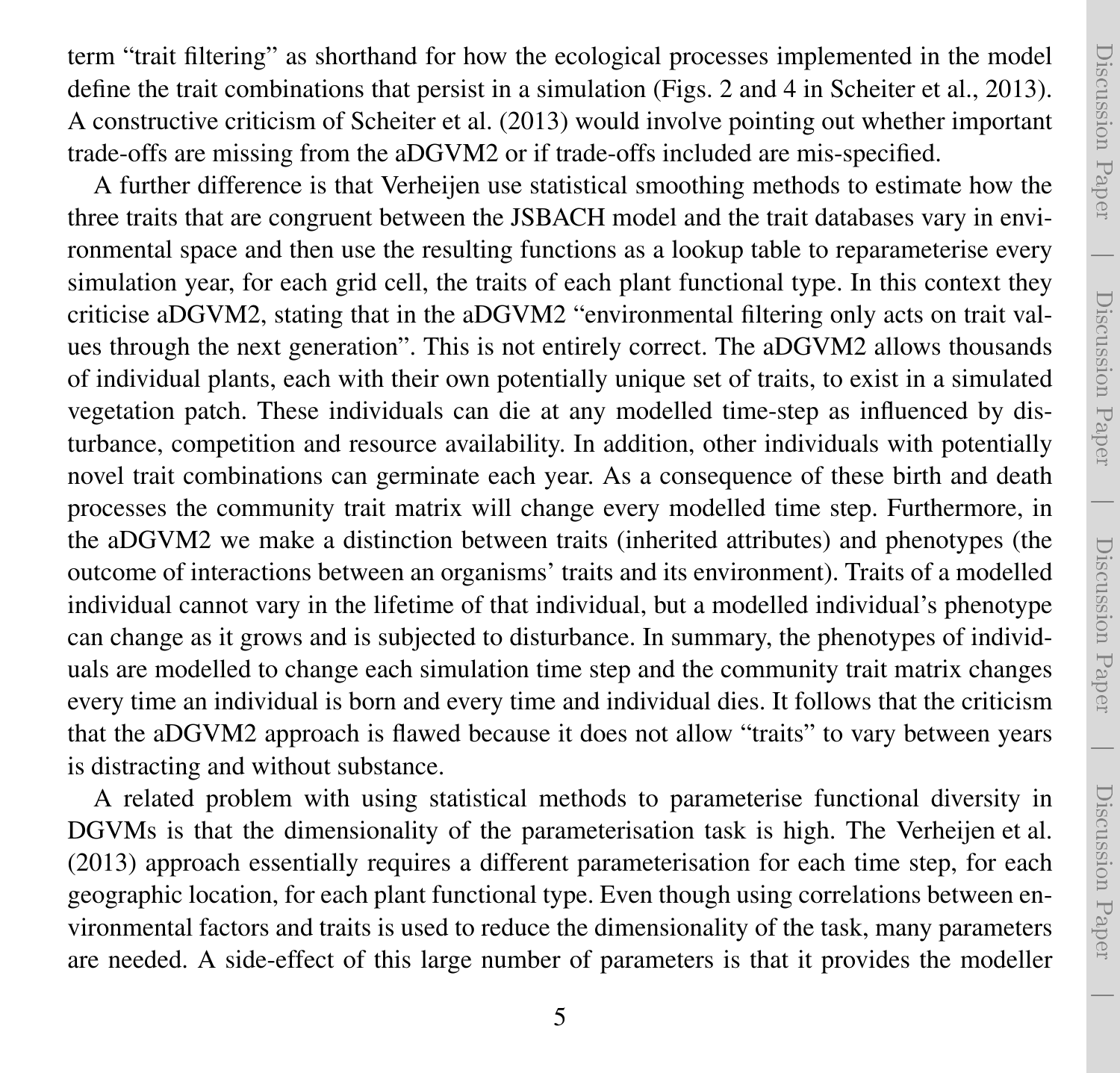term “trait filtering” as shorthand for how the ecological processes implemented in the model define the trait combinations that persist in a simulation (Figs. 2 and 4 in Scheiter et al., 2013). A constructive criticism of Scheiter et al. (2013) would involve pointing out whether important trade-offs are missing from the aDGVM2 or if trade-offs included are mis-specified.

A further difference is that Verheijen use statistical smoothing methods to estimate how the three traits that are congruent between the JSBACH model and the trait databases vary in environmental space and then use the resulting functions as a lookup table to reparameterise every simulation year, for each grid cell, the traits of each plant functional type. In this context they criticise aDGVM2, stating that in the aDGVM2 “environmental filtering only acts on trait values through the next generation”. This is not entirely correct. The aDGVM2 allows thousands of individual plants, each with their own potentially unique set of traits, to exist in a simulated vegetation patch. These individuals can die at any modelled time-step as influenced by disturbance, competition and resource availability. In addition, other individuals with potentially novel trait combinations can germinate each year. As a consequence of these birth and death processes the community trait matrix will change every modelled time step. Furthermore, in the aDGVM2 we make a distinction between traits (inherited attributes) and phenotypes (the outcome of interactions between an organisms’ traits and its environment). Traits of a modelled individual cannot vary in the lifetime of that individual, but a modelled individual’s phenotype can change as it grows and is subjected to disturbance. In summary, the phenotypes of individuals are modelled to change each simulation time step and the community trait matrix changes every time an individual is born and every time and individual dies. It follows that the criticism that the aDGVM2 approach is flawed because it does not allow “traits” to vary between years is distracting and without substance.

A related problem with using statistical methods to parameterise functional diversity in DGVMs is that the dimensionality of the parameterisation task is high. The Verheijen et al. (2013) approach essentially requires a different parameterisation for each time step, for each geographic location, for each plant functional type. Even though using correlations between environmental factors and traits is used to reduce the dimensionality of the task, many parameters are needed. A side-effect of this large number of parameters is that it provides the modeller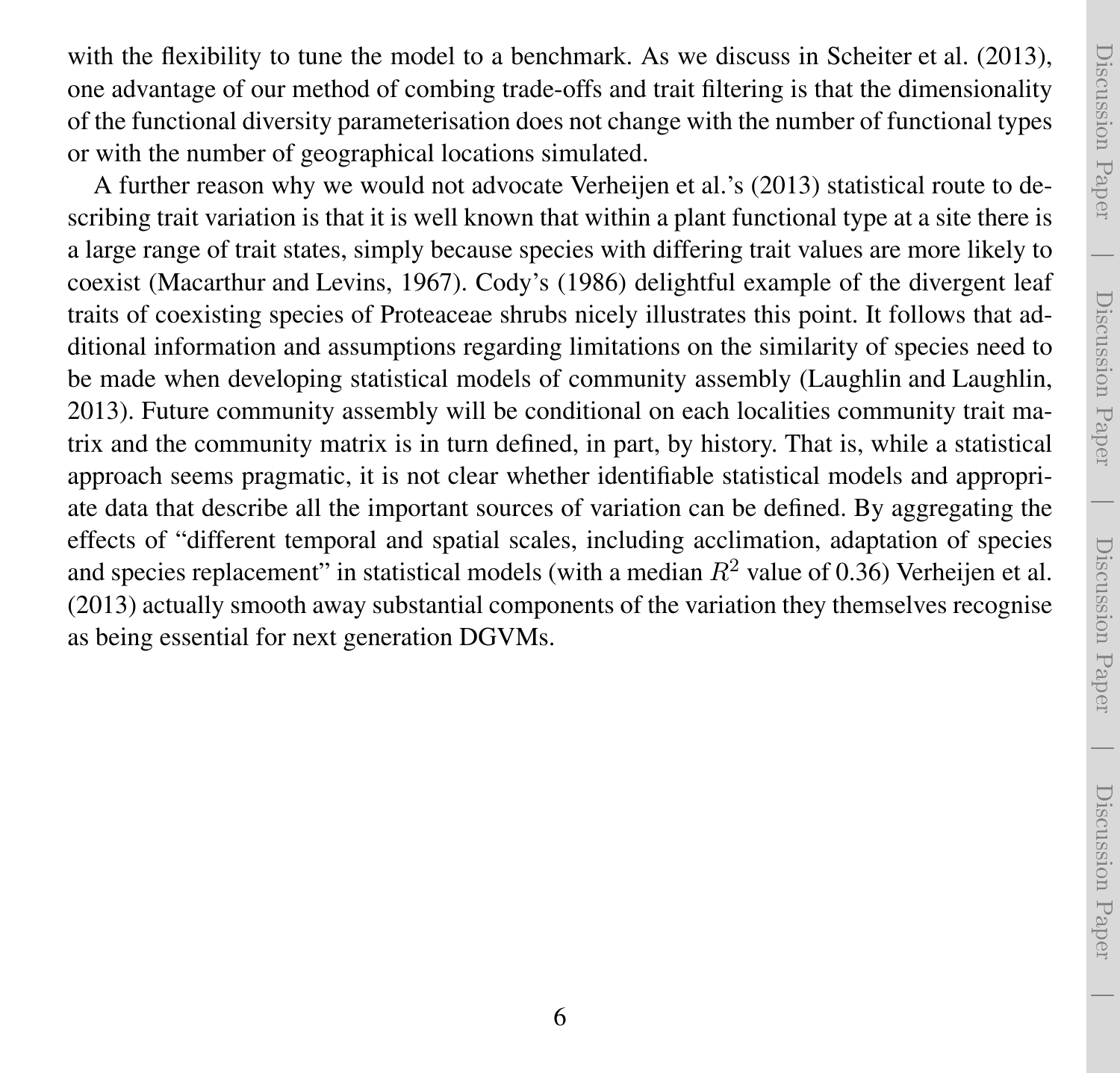with the flexibility to tune the model to a benchmark. As we discuss in Scheiter et al. (2013), one advantage of our method of combing trade-offs and trait filtering is that the dimensionality of the functional diversity parameterisation does not change with the number of functional types or with the number of geographical locations simulated.

A further reason why we would not advocate Verheijen et al.'s (2013) statistical route to describing trait variation is that it is well known that within a plant functional type at a site there is a large range of trait states, simply because species with differing trait values are more likely to coexist (Macarthur and Levins, 1967). Cody's (1986) delightful example of the divergent leaf traits of coexisting species of Proteaceae shrubs nicely illustrates this point. It follows that additional information and assumptions regarding limitations on the similarity of species need to be made when developing statistical models of community assembly (Laughlin and Laughlin, 2013). Future community assembly will be conditional on each localities community trait matrix and the community matrix is in turn defined, in part, by history. That is, while a statistical approach seems pragmatic, it is not clear whether identifiable statistical models and appropriate data that describe all the important sources of variation can be defined. By aggregating the effects of "different temporal and spatial scales, including acclimation, adaptation of species and species replacement" in statistical models (with a median $R^2$ value of 0.36) Verheijen et al. (2013) actually smooth away substantial components of the variation they themselves recognise as being essential for next generation DGVMs.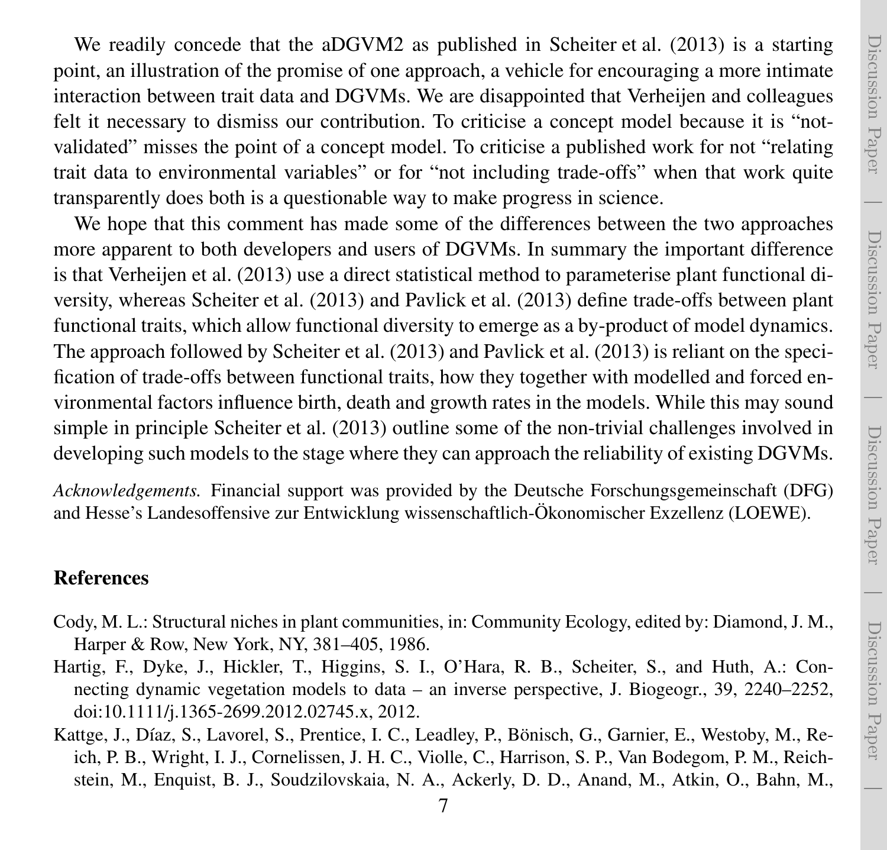We readily concede that the aDGVM2 as published in Scheiter et al. (2013) is a starting point, an illustration of the promise of one approach, a vehicle for encouraging a more intimate interaction between trait data and DGVMs. We are disappointed that Verheijen and colleagues felt it necessary to dismiss our contribution. To criticise a concept model because it is "not-validated" misses the point of a concept model. To criticise a published work for not "relating trait data to environmental variables" or for "not including trade-offs" when that work quite transparently does both is a questionable way to make progress in science.

We hope that this comment has made some of the differences between the two approaches more apparent to both developers and users of DGVMs. In summary the important difference is that Verheijen et al. (2013) use a direct statistical method to parameterise plant functional diversity, whereas Scheiter et al. (2013) and Pavlick et al. (2013) define trade-offs between plant functional traits, which allow functional diversity to emerge as a by-product of model dynamics. The approach followed by Scheiter et al. (2013) and Pavlick et al. (2013) is reliant on the specification of trade-offs between functional traits, how they together with modelled and forced environmental factors influence birth, death and growth rates in the models. While this may sound simple in principle Scheiter et al. (2013) outline some of the non-trivial challenges involved in developing such models to the stage where they can approach the reliability of existing DGVMs.

*Acknowledgements.* Financial support was provided by the Deutsche Forschungsgemeinschaft (DFG) and Hesse's Landesoffensive zur Entwicklung wissenschaftlich-Ökonomischer Exzellenz (LOEWE).

## References

Cody, M. L.: Structural niches in plant communities, in: Community Ecology, edited by: Diamond, J. M., Harper & Row, New York, NY, 381–405, 1986.

Hartig, F., Dyke, J., Hickler, T., Higgins, S. I., O'Hara, R. B., Scheiter, S., and Huth, A.: Connecting dynamic vegetation models to data – an inverse perspective, J. Biogeogr., 39, 2240–2252, doi:10.1111/j.1365-2699.2012.02745.x, 2012.

Kattge, J., Díaz, S., Lavorel, S., Prentice, I. C., Leadley, P., Bönisch, G., Garnier, E., Westoby, M., Reich, P. B., Wright, I. J., Cornelissen, J. H. C., Violle, C., Harrison, S. P., Van Bodegom, P. M., Reichstein, M., Enquist, B. J., Soudzilovskaia, N. A., Ackerly, D. D., Anand, M., Atkin, O., Bahn, M.,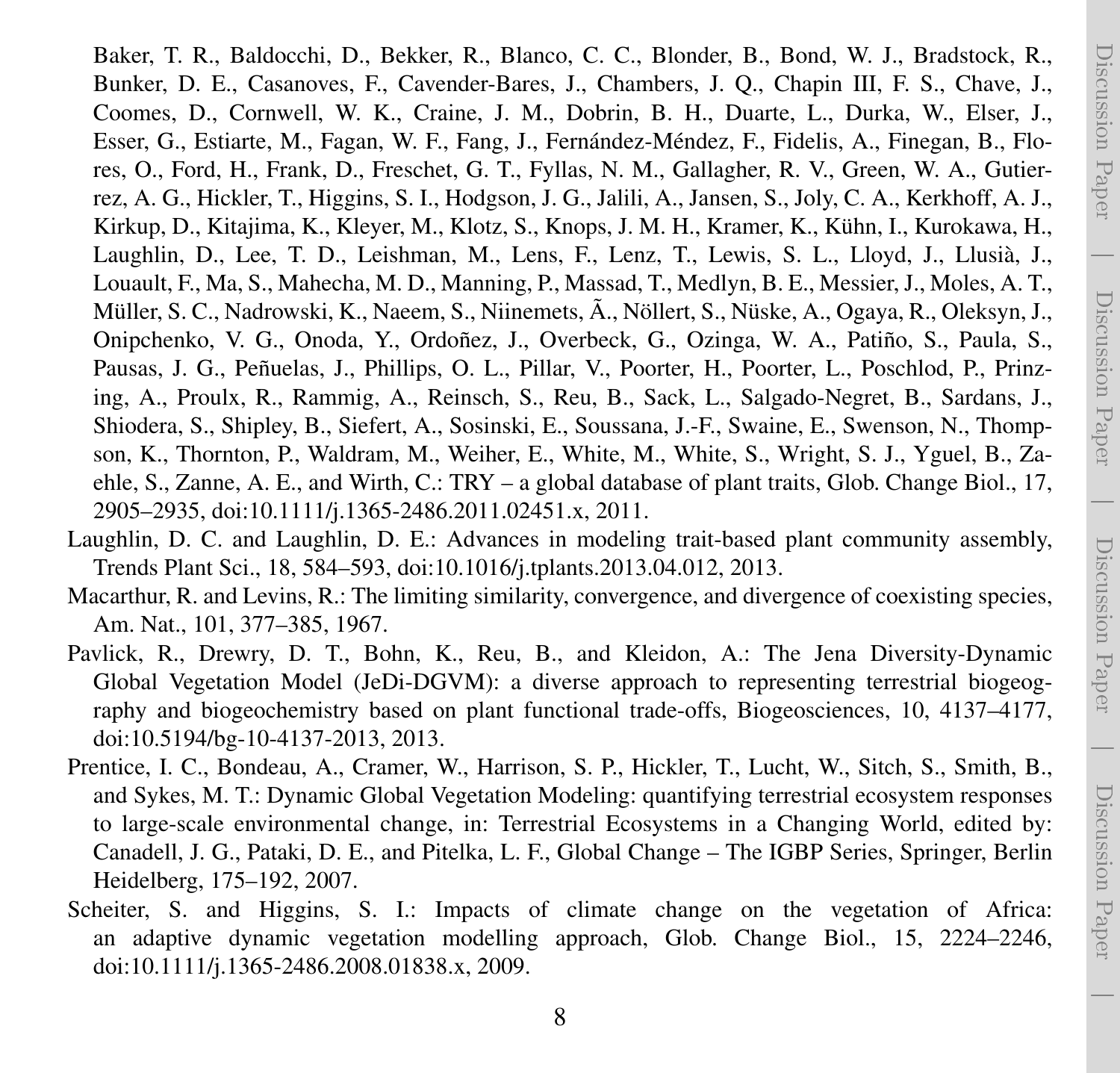Baker, T. R., Baldocchi, D., Bekker, R., Blanco, C. C., Blonder, B., Bond, W. J., Bradstock, R., Bunker, D. E., Casanoves, F., Cavender-Bares, J., Chambers, J. Q., Chapin III, F. S., Chave, J., Coomes, D., Cornwell, W. K., Craine, J. M., Dobrin, B. H., Duarte, L., Durka, W., Elser, J., Esser, G., Estiarte, M., Fagan, W. F., Fang, J., Fernández-Méndez, F., Fidelis, A., Finegan, B., Flores, O., Ford, H., Frank, D., Freschet, G. T., Fyllas, N. M., Gallagher, R. V., Green, W. A., Gutierrez, A. G., Hickler, T., Higgins, S. I., Hodgson, J. G., Jalili, A., Jansen, S., Joly, C. A., Kerkhoff, A. J., Kirkup, D., Kitajima, K., Kleyer, M., Klotz, S., Knops, J. M. H., Kramer, K., Kühn, I., Kurokawa, H., Laughlin, D., Lee, T. D., Leishman, M., Lens, F., Lenz, T., Lewis, S. L., Lloyd, J., Llusià, J., Louault, F., Ma, S., Mahecha, M. D., Manning, P., Massad, T., Medlyn, B. E., Messier, J., Moles, A. T., Müller, S. C., Nadrowski, K., Naeem, S., Niinemets, Ã., Nöllert, S., Nüske, A., Ogaya, R., Oleksyn, J., Onipchenko, V. G., Onoda, Y., Ordoñez, J., Overbeck, G., Ozinga, W. A., Patiño, S., Paula, S., Pausas, J. G., Peñuelas, J., Phillips, O. L., Pillar, V., Poorter, H., Poorter, L., Poschlod, P., Prinzing, A., Proulx, R., Rammig, A., Reinsch, S., Reu, B., Sack, L., Salgado-Negret, B., Sardans, J., Shiodera, S., Shipley, B., Siefert, A., Sosinski, E., Soussana, J.-F., Swaine, E., Swenson, N., Thompson, K., Thornton, P., Waldram, M., Weiher, E., White, M., White, S., Wright, S. J., Yguel, B., Zaehle, S., Zanne, A. E., and Wirth, C.: TRY – a global database of plant traits, Glob. Change Biol., 17, 2905–2935, doi:10.1111/j.1365-2486.2011.02451.x, 2011.

Laughlin, D. C. and Laughlin, D. E.: Advances in modeling trait-based plant community assembly, Trends Plant Sci., 18, 584–593, doi:10.1016/j.tplants.2013.04.012, 2013.

Macarthur, R. and Levins, R.: The limiting similarity, convergence, and divergence of coexisting species, Am. Nat., 101, 377–385, 1967.

Pavlick, R., Drewry, D. T., Bohn, K., Reu, B., and Kleidon, A.: The Jena Diversity-Dynamic Global Vegetation Model (JeDi-DGVM): a diverse approach to representing terrestrial biogeography and biogeochemistry based on plant functional trade-offs, Biogeosciences, 10, 4137–4177, doi:10.5194/bg-10-4137-2013, 2013.

Prentice, I. C., Bondeau, A., Cramer, W., Harrison, S. P., Hickler, T., Lucht, W., Sitch, S., Smith, B., and Sykes, M. T.: Dynamic Global Vegetation Modeling: quantifying terrestrial ecosystem responses to large-scale environmental change, in: Terrestrial Ecosystems in a Changing World, edited by: Canadell, J. G., Pataki, D. E., and Pitelka, L. F., Global Change – The IGBP Series, Springer, Berlin Heidelberg, 175–192, 2007.

Scheiter, S. and Higgins, S. I.: Impacts of climate change on the vegetation of Africa: an adaptive dynamic vegetation modelling approach, Glob. Change Biol., 15, 2224–2246, doi:10.1111/j.1365-2486.2008.01838.x, 2009.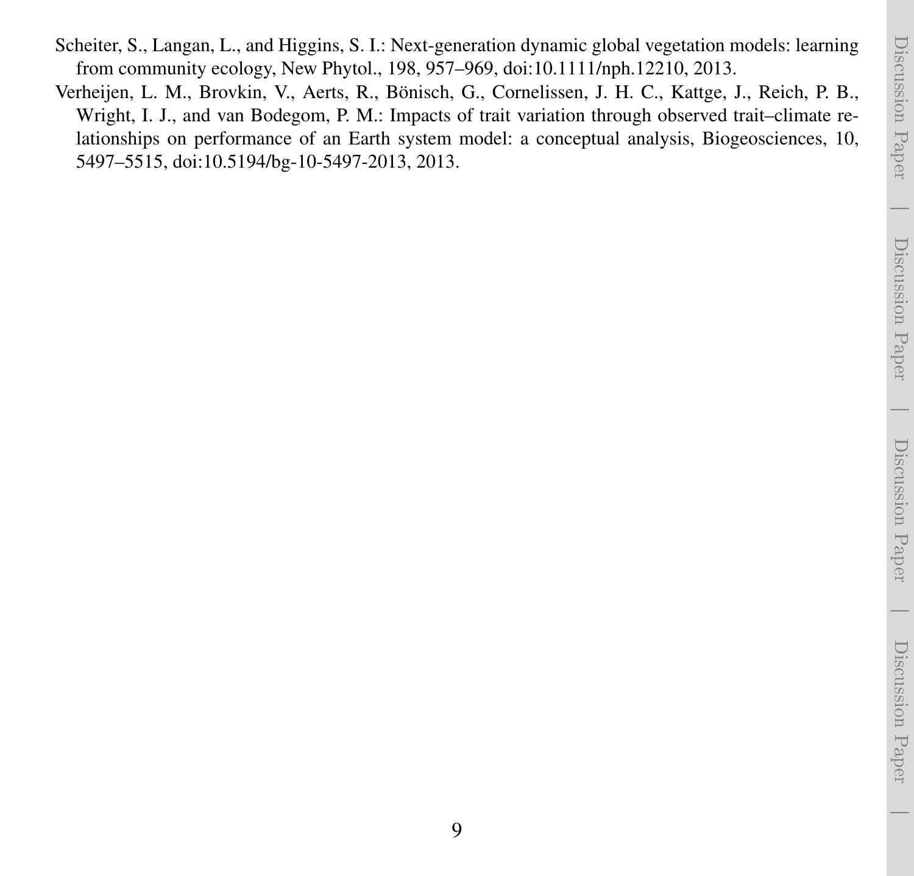Scheiter, S., Langan, L., and Higgins, S. I.: Next-generation dynamic global vegetation models: learning from community ecology, New Phytol., 198, 957–969, doi:10.1111/nph.12210, 2013.

Verheijen, L. M., Brovkin, V., Aerts, R., Bönisch, G., Cornelissen, J. H. C., Kattge, J., Reich, P. B., Wright, I. J., and van Bodegom, P. M.: Impacts of trait variation through observed trait–climate relationships on performance of an Earth system model: a conceptual analysis, Biogeosciences, 10, 5497–5515, doi:10.5194/bg-10-5497-2013, 2013.